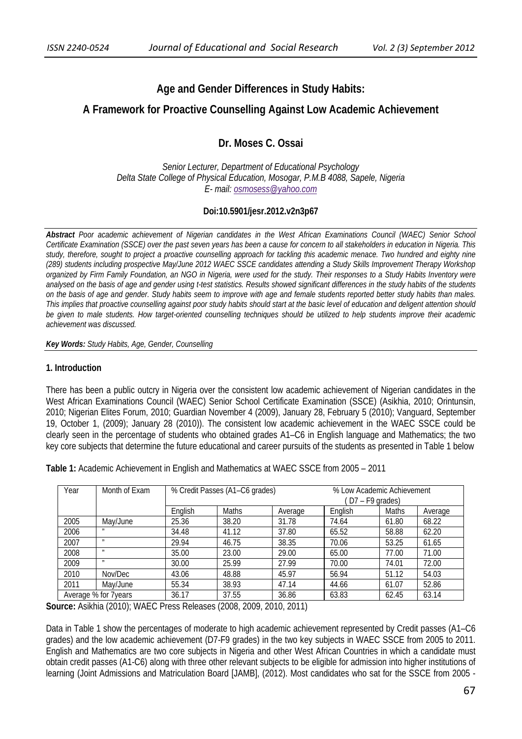# Age and Gender Differences in Study Habits:

# A Framework for Proactive Counselling Against Low Academic Achievement

**Dr. Moses C. Ossai**

*Senior Lecturer, Department of Educational Psychology*
*Delta State College of Physical Education, Mosogar, P.M.B 4088, Sapele, Nigeria*
*E- mail: osmosess@yahoo.com*

**Doi:10.5901/jesr.2012.v2n3p67**

***Abstract*** *Poor academic achievement of Nigerian candidates in the West African Examinations Council (WAEC) Senior School Certificate Examination (SSCE) over the past seven years has been a cause for concern to all stakeholders in education in Nigeria. This study, therefore, sought to project a proactive counselling approach for tackling this academic menace. Two hundred and eighty nine (289) students including prospective May/June 2012 WAEC SSCE candidates attending a Study Skills Improvement Therapy Workshop organized by Firm Family Foundation, an NGO in Nigeria, were used for the study. Their responses to a Study Habits Inventory were analysed on the basis of age and gender using t-test statistics. Results showed significant differences in the study habits of the students on the basis of age and gender. Study habits seem to improve with age and female students reported better study habits than males. This implies that proactive counselling against poor study habits should start at the basic level of education and deligent attention should be given to male students. How target-oriented counselling techniques should be utilized to help students improve their academic achievement was discussed.*

***Key Words:*** *Study Habits, Age, Gender, Counselling*

## 1. Introduction

There has been a public outcry in Nigeria over the consistent low academic achievement of Nigerian candidates in the West African Examinations Council (WAEC) Senior School Certificate Examination (SSCE) (Asikhia, 2010; Orintunsin, 2010; Nigerian Elites Forum, 2010; Guardian November 4 (2009), January 28, February 5 (2010); Vanguard, September 19, October 1, (2009); January 28 (2010)). The consistent low academic achievement in the WAEC SSCE could be clearly seen in the percentage of students who obtained grades A1–C6 in English language and Mathematics; the two key core subjects that determine the future educational and career pursuits of the students as presented in Table 1 below

**Table 1:** Academic Achievement in English and Mathematics at WAEC SSCE from 2005 – 2011

| Year | Month of Exam | % Credit Passes (A1–C6 grades) | | | % Low Academic Achievement ( D7 – F9 grades) | | |
|---|---|---|---|---|---|---|---|
| | | English | Maths | Average | English | Maths | Average |
| 2005 | May/June | 25.36 | 38.20 | 31.78 | 74.64 | 61.80 | 68.22 |
| 2006 | " | 34.48 | 41.12 | 37.80 | 65.52 | 58.88 | 62.20 |
| 2007 | " | 29.94 | 46.75 | 38.35 | 70.06 | 53.25 | 61.65 |
| 2008 | " | 35.00 | 23.00 | 29.00 | 65.00 | 77.00 | 71.00 |
| 2009 | " | 30.00 | 25.99 | 27.99 | 70.00 | 74.01 | 72.00 |
| 2010 | Nov/Dec | 43.06 | 48.88 | 45.97 | 56.94 | 51.12 | 54.03 |
| 2011 | May/June | 55.34 | 38.93 | 47.14 | 44.66 | 61.07 | 52.86 |
| Average % for 7years | | 36.17 | 37.55 | 36.86 | 63.83 | 62.45 | 63.14 |

**Source:** Asikhia (2010); WAEC Press Releases (2008, 2009, 2010, 2011)

Data in Table 1 show the percentages of moderate to high academic achievement represented by Credit passes (A1–C6 grades) and the low academic achievement (D7-F9 grades) in the two key subjects in WAEC SSCE from 2005 to 2011. English and Mathematics are two core subjects in Nigeria and other West African Countries in which a candidate must obtain credit passes (A1-C6) along with three other relevant subjects to be eligible for admission into higher institutions of learning (Joint Admissions and Matriculation Board [JAMB], (2012). Most candidates who sat for the SSCE from 2005 -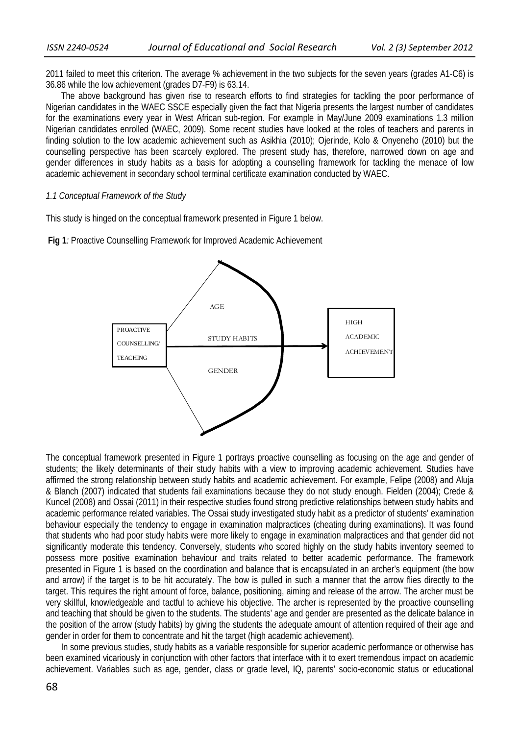2011 failed to meet this criterion. The average % achievement in the two subjects for the seven years (grades A1-C6) is 36.86 while the low achievement (grades D7-F9) is 63.14.

The above background has given rise to research efforts to find strategies for tackling the poor performance of Nigerian candidates in the WAEC SSCE especially given the fact that Nigeria presents the largest number of candidates for the examinations every year in West African sub-region. For example in May/June 2009 examinations 1.3 million Nigerian candidates enrolled (WAEC, 2009). Some recent studies have looked at the roles of teachers and parents in finding solution to the low academic achievement such as Asikhia (2010); Ojerinde, Kolo & Onyeneho (2010) but the counselling perspective has been scarcely explored. The present study has, therefore, narrowed down on age and gender differences in study habits as a basis for adopting a counselling framework for tackling the menace of low academic achievement in secondary school terminal certificate examination conducted by WAEC.

*1.1 Conceptual Framework of the Study*

This study is hinged on the conceptual framework presented in Figure 1 below.

**Fig 1***:* Proactive Counselling Framework for Improved Academic Achievement

PROACTIVE COUNSELLING/ TEACHING → AGE / STUDY HABITS / GENDER → HIGH ACADEMIC ACHIEVEMENT

The conceptual framework presented in Figure 1 portrays proactive counselling as focusing on the age and gender of students; the likely determinants of their study habits with a view to improving academic achievement. Studies have affirmed the strong relationship between study habits and academic achievement. For example, Felipe (2008) and Aluja & Blanch (2007) indicated that students fail examinations because they do not study enough. Fielden (2004); Crede & Kuncel (2008) and Ossai (2011) in their respective studies found strong predictive relationships between study habits and academic performance related variables. The Ossai study investigated study habit as a predictor of students' examination behaviour especially the tendency to engage in examination malpractices (cheating during examinations). It was found that students who had poor study habits were more likely to engage in examination malpractices and that gender did not significantly moderate this tendency. Conversely, students who scored highly on the study habits inventory seemed to possess more positive examination behaviour and traits related to better academic performance. The framework presented in Figure 1 is based on the coordination and balance that is encapsulated in an archer's equipment (the bow and arrow) if the target is to be hit accurately. The bow is pulled in such a manner that the arrow flies directly to the target. This requires the right amount of force, balance, positioning, aiming and release of the arrow. The archer must be very skillful, knowledgeable and tactful to achieve his objective. The archer is represented by the proactive counselling and teaching that should be given to the students. The students' age and gender are presented as the delicate balance in the position of the arrow (study habits) by giving the students the adequate amount of attention required of their age and gender in order for them to concentrate and hit the target (high academic achievement).

In some previous studies, study habits as a variable responsible for superior academic performance or otherwise has been examined vicariously in conjunction with other factors that interface with it to exert tremendous impact on academic achievement. Variables such as age, gender, class or grade level, IQ, parents' socio-economic status or educational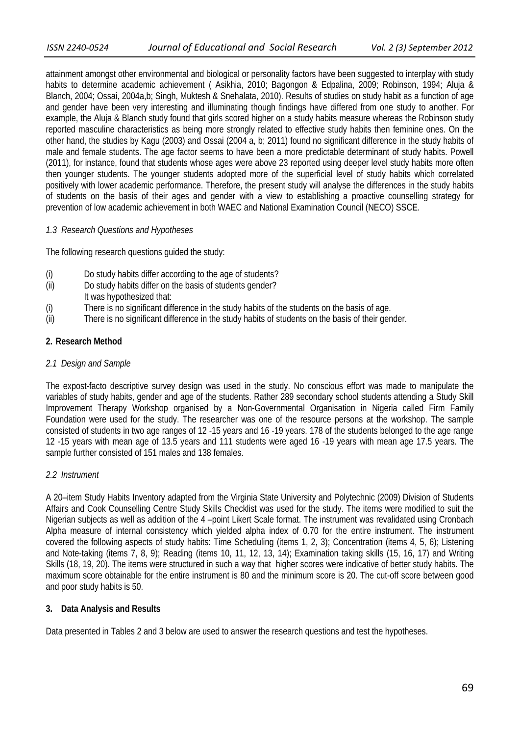attainment amongst other environmental and biological or personality factors have been suggested to interplay with study habits to determine academic achievement ( Asikhia, 2010; Bagongon & Edpalina, 2009; Robinson, 1994; Aluja & Blanch, 2004; Ossai, 2004a,b; Singh, Muktesh & Snehalata, 2010). Results of studies on study habit as a function of age and gender have been very interesting and illuminating though findings have differed from one study to another. For example, the Aluja & Blanch study found that girls scored higher on a study habits measure whereas the Robinson study reported masculine characteristics as being more strongly related to effective study habits then feminine ones. On the other hand, the studies by Kagu (2003) and Ossai (2004 a, b; 2011) found no significant difference in the study habits of male and female students. The age factor seems to have been a more predictable determinant of study habits. Powell (2011), for instance, found that students whose ages were above 23 reported using deeper level study habits more often then younger students. The younger students adopted more of the superficial level of study habits which correlated positively with lower academic performance. Therefore, the present study will analyse the differences in the study habits of students on the basis of their ages and gender with a view to establishing a proactive counselling strategy for prevention of low academic achievement in both WAEC and National Examination Council (NECO) SSCE.

### *1.3 Research Questions and Hypotheses*

The following research questions guided the study:

(i) Do study habits differ according to the age of students?
(ii) Do study habits differ on the basis of students gender?

It was hypothesized that:

(i) There is no significant difference in the study habits of the students on the basis of age.
(ii) There is no significant difference in the study habits of students on the basis of their gender.

## 2. Research Method

### *2.1 Design and Sample*

The expost-facto descriptive survey design was used in the study. No conscious effort was made to manipulate the variables of study habits, gender and age of the students. Rather 289 secondary school students attending a Study Skill Improvement Therapy Workshop organised by a Non-Governmental Organisation in Nigeria called Firm Family Foundation were used for the study. The researcher was one of the resource persons at the workshop. The sample consisted of students in two age ranges of 12 -15 years and 16 -19 years. 178 of the students belonged to the age range 12 -15 years with mean age of 13.5 years and 111 students were aged 16 -19 years with mean age 17.5 years. The sample further consisted of 151 males and 138 females.

### *2.2 Instrument*

A 20–item Study Habits Inventory adapted from the Virginia State University and Polytechnic (2009) Division of Students Affairs and Cook Counselling Centre Study Skills Checklist was used for the study. The items were modified to suit the Nigerian subjects as well as addition of the 4 –point Likert Scale format. The instrument was revalidated using Cronbach Alpha measure of internal consistency which yielded alpha index of 0.70 for the entire instrument. The instrument covered the following aspects of study habits: Time Scheduling (items 1, 2, 3); Concentration (items 4, 5, 6); Listening and Note-taking (items 7, 8, 9); Reading (items 10, 11, 12, 13, 14); Examination taking skills (15, 16, 17) and Writing Skills (18, 19, 20). The items were structured in such a way that higher scores were indicative of better study habits. The maximum score obtainable for the entire instrument is 80 and the minimum score is 20. The cut-off score between good and poor study habits is 50.

## 3. Data Analysis and Results

Data presented in Tables 2 and 3 below are used to answer the research questions and test the hypotheses.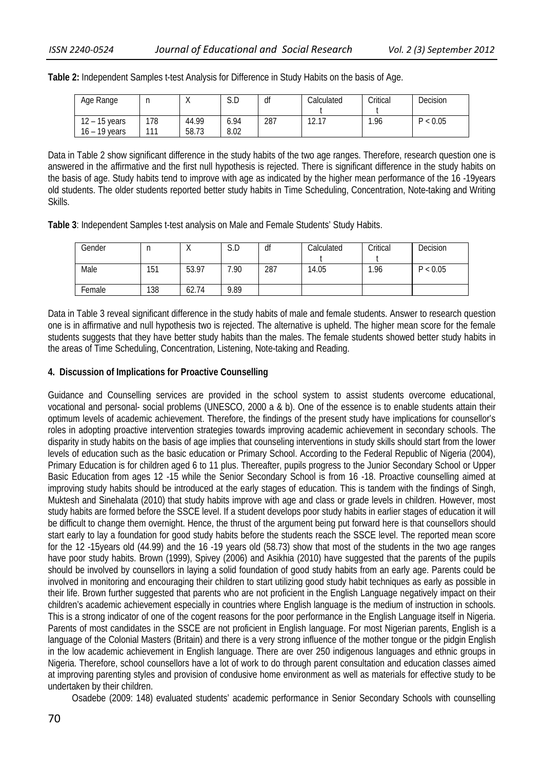**Table 2:** Independent Samples t-test Analysis for Difference in Study Habits on the basis of Age.

| Age Range | n | X | S.D | df | Calculated t | Critical t | Decision |
|---|---|---|---|---|---|---|---|
| 12 – 15 years | 178 | 44.99 | 6.94 | 287 | 12.17 | 1.96 | P < 0.05 |
| 16 – 19 years | 111 | 58.73 | 8.02 | | | | |

Data in Table 2 show significant difference in the study habits of the two age ranges. Therefore, research question one is answered in the affirmative and the first null hypothesis is rejected. There is significant difference in the study habits on the basis of age. Study habits tend to improve with age as indicated by the higher mean performance of the 16 -19years old students. The older students reported better study habits in Time Scheduling, Concentration, Note-taking and Writing Skills.

**Table 3**: Independent Samples t-test analysis on Male and Female Students' Study Habits.

| Gender | n | X | S.D | df | Calculated t | Critical t | Decision |
|---|---|---|---|---|---|---|---|
| Male | 151 | 53.97 | 7.90 | 287 | 14.05 | 1.96 | P < 0.05 |
| Female | 138 | 62.74 | 9.89 | | | | |

Data in Table 3 reveal significant difference in the study habits of male and female students. Answer to research question one is in affirmative and null hypothesis two is rejected. The alternative is upheld. The higher mean score for the female students suggests that they have better study habits than the males. The female students showed better study habits in the areas of Time Scheduling, Concentration, Listening, Note-taking and Reading.

## 4. Discussion of Implications for Proactive Counselling

Guidance and Counselling services are provided in the school system to assist students overcome educational, vocational and personal- social problems (UNESCO, 2000 a & b). One of the essence is to enable students attain their optimum levels of academic achievement. Therefore, the findings of the present study have implications for counsellor's roles in adopting proactive intervention strategies towards improving academic achievement in secondary schools. The disparity in study habits on the basis of age implies that counseling interventions in study skills should start from the lower levels of education such as the basic education or Primary School. According to the Federal Republic of Nigeria (2004), Primary Education is for children aged 6 to 11 plus. Thereafter, pupils progress to the Junior Secondary School or Upper Basic Education from ages 12 -15 while the Senior Secondary School is from 16 -18. Proactive counselling aimed at improving study habits should be introduced at the early stages of education. This is tandem with the findings of Singh, Muktesh and Sinehalata (2010) that study habits improve with age and class or grade levels in children. However, most study habits are formed before the SSCE level. If a student develops poor study habits in earlier stages of education it will be difficult to change them overnight. Hence, the thrust of the argument being put forward here is that counsellors should start early to lay a foundation for good study habits before the students reach the SSCE level. The reported mean score for the 12 -15years old (44.99) and the 16 -19 years old (58.73) show that most of the students in the two age ranges have poor study habits. Brown (1999), Spivey (2006) and Asikhia (2010) have suggested that the parents of the pupils should be involved by counsellors in laying a solid foundation of good study habits from an early age. Parents could be involved in monitoring and encouraging their children to start utilizing good study habit techniques as early as possible in their life. Brown further suggested that parents who are not proficient in the English Language negatively impact on their children's academic achievement especially in countries where English language is the medium of instruction in schools. This is a strong indicator of one of the cogent reasons for the poor performance in the English Language itself in Nigeria. Parents of most candidates in the SSCE are not proficient in English language. For most Nigerian parents, English is a language of the Colonial Masters (Britain) and there is a very strong influence of the mother tongue or the pidgin English in the low academic achievement in English language. There are over 250 indigenous languages and ethnic groups in Nigeria. Therefore, school counsellors have a lot of work to do through parent consultation and education classes aimed at improving parenting styles and provision of condusive home environment as well as materials for effective study to be undertaken by their children.

Osadebe (2009: 148) evaluated students' academic performance in Senior Secondary Schools with counselling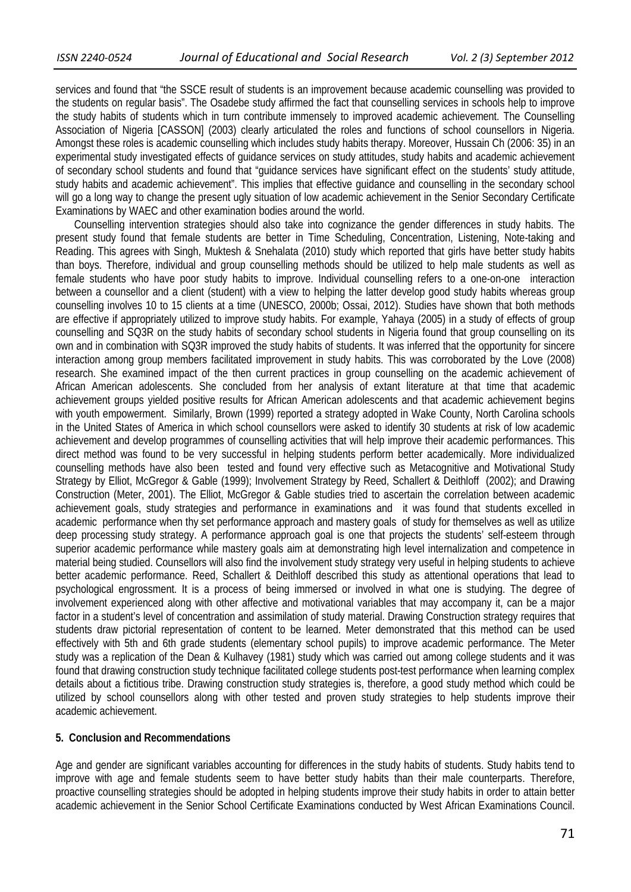services and found that "the SSCE result of students is an improvement because academic counselling was provided to the students on regular basis". The Osadebe study affirmed the fact that counselling services in schools help to improve the study habits of students which in turn contribute immensely to improved academic achievement. The Counselling Association of Nigeria [CASSON] (2003) clearly articulated the roles and functions of school counsellors in Nigeria. Amongst these roles is academic counselling which includes study habits therapy. Moreover, Hussain Ch (2006: 35) in an experimental study investigated effects of guidance services on study attitudes, study habits and academic achievement of secondary school students and found that "guidance services have significant effect on the students' study attitude, study habits and academic achievement". This implies that effective guidance and counselling in the secondary school will go a long way to change the present ugly situation of low academic achievement in the Senior Secondary Certificate Examinations by WAEC and other examination bodies around the world.

Counselling intervention strategies should also take into cognizance the gender differences in study habits. The present study found that female students are better in Time Scheduling, Concentration, Listening, Note-taking and Reading. This agrees with Singh, Muktesh & Snehalata (2010) study which reported that girls have better study habits than boys. Therefore, individual and group counselling methods should be utilized to help male students as well as female students who have poor study habits to improve. Individual counselling refers to a one-on-one interaction between a counsellor and a client (student) with a view to helping the latter develop good study habits whereas group counselling involves 10 to 15 clients at a time (UNESCO, 2000b; Ossai, 2012). Studies have shown that both methods are effective if appropriately utilized to improve study habits. For example, Yahaya (2005) in a study of effects of group counselling and SQ3R on the study habits of secondary school students in Nigeria found that group counselling on its own and in combination with SQ3R improved the study habits of students. It was inferred that the opportunity for sincere interaction among group members facilitated improvement in study habits. This was corroborated by the Love (2008) research. She examined impact of the then current practices in group counselling on the academic achievement of African American adolescents. She concluded from her analysis of extant literature at that time that academic achievement groups yielded positive results for African American adolescents and that academic achievement begins with youth empowerment. Similarly, Brown (1999) reported a strategy adopted in Wake County, North Carolina schools in the United States of America in which school counsellors were asked to identify 30 students at risk of low academic achievement and develop programmes of counselling activities that will help improve their academic performances. This direct method was found to be very successful in helping students perform better academically. More individualized counselling methods have also been tested and found very effective such as Metacognitive and Motivational Study Strategy by Elliot, McGregor & Gable (1999); Involvement Strategy by Reed, Schallert & Deithloff (2002); and Drawing Construction (Meter, 2001). The Elliot, McGregor & Gable studies tried to ascertain the correlation between academic achievement goals, study strategies and performance in examinations and it was found that students excelled in academic performance when thy set performance approach and mastery goals of study for themselves as well as utilize deep processing study strategy. A performance approach goal is one that projects the students' self-esteem through superior academic performance while mastery goals aim at demonstrating high level internalization and competence in material being studied. Counsellors will also find the involvement study strategy very useful in helping students to achieve better academic performance. Reed, Schallert & Deithloff described this study as attentional operations that lead to psychological engrossment. It is a process of being immersed or involved in what one is studying. The degree of involvement experienced along with other affective and motivational variables that may accompany it, can be a major factor in a student's level of concentration and assimilation of study material. Drawing Construction strategy requires that students draw pictorial representation of content to be learned. Meter demonstrated that this method can be used effectively with 5th and 6th grade students (elementary school pupils) to improve academic performance. The Meter study was a replication of the Dean & Kulhavey (1981) study which was carried out among college students and it was found that drawing construction study technique facilitated college students post-test performance when learning complex details about a fictitious tribe. Drawing construction study strategies is, therefore, a good study method which could be utilized by school counsellors along with other tested and proven study strategies to help students improve their academic achievement.

## 5. Conclusion and Recommendations

Age and gender are significant variables accounting for differences in the study habits of students. Study habits tend to improve with age and female students seem to have better study habits than their male counterparts. Therefore, proactive counselling strategies should be adopted in helping students improve their study habits in order to attain better academic achievement in the Senior School Certificate Examinations conducted by West African Examinations Council.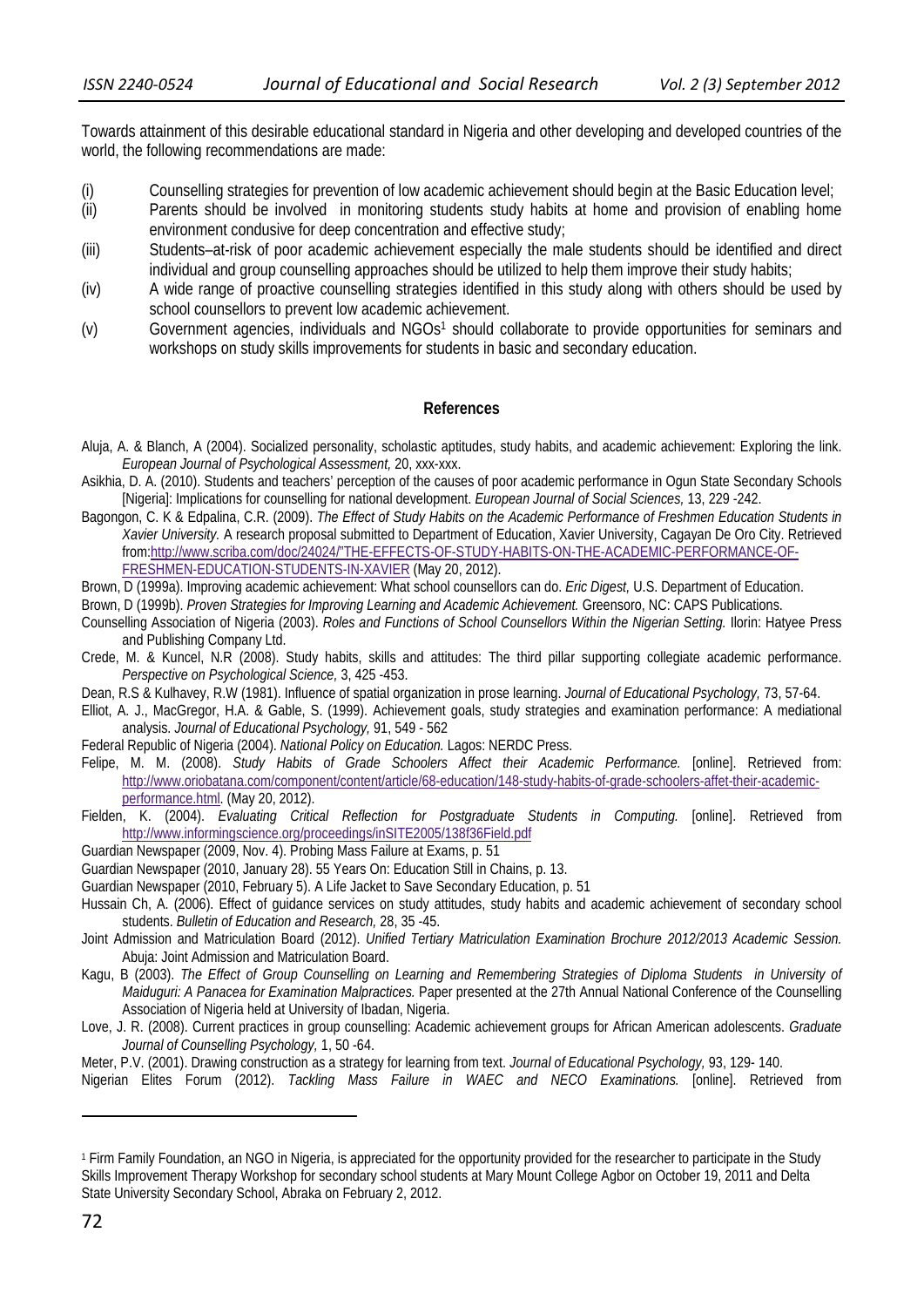Towards attainment of this desirable educational standard in Nigeria and other developing and developed countries of the world, the following recommendations are made:

(i) Counselling strategies for prevention of low academic achievement should begin at the Basic Education level;

(ii) Parents should be involved in monitoring students study habits at home and provision of enabling home environment condusive for deep concentration and effective study;

(iii) Students–at-risk of poor academic achievement especially the male students should be identified and direct individual and group counselling approaches should be utilized to help them improve their study habits;

(iv) A wide range of proactive counselling strategies identified in this study along with others should be used by school counsellors to prevent low academic achievement.

(v) Government agencies, individuals and NGOs[1] should collaborate to provide opportunities for seminars and workshops on study skills improvements for students in basic and secondary education.

## References

Aluja, A. & Blanch, A (2004). Socialized personality, scholastic aptitudes, study habits, and academic achievement: Exploring the link. *European Journal of Psychological Assessment,* 20, xxx-xxx.

Asikhia, D. A. (2010). Students and teachers' perception of the causes of poor academic performance in Ogun State Secondary Schools [Nigeria]: Implications for counselling for national development. *European Journal of Social Sciences,* 13, 229 -242.

Bagongon, C. K & Edpalina, C.R. (2009). *The Effect of Study Habits on the Academic Performance of Freshmen Education Students in Xavier University.* A research proposal submitted to Department of Education, Xavier University, Cagayan De Oro City. Retrieved from:http://www.scriba.com/doc/24024/"THE-EFFECTS-OF-STUDY-HABITS-ON-THE-ACADEMIC-PERFORMANCE-OF-FRESHMEN-EDUCATION-STUDENTS-IN-XAVIER (May 20, 2012).

Brown, D (1999a). Improving academic achievement: What school counsellors can do. *Eric Digest,* U.S. Department of Education.

Brown, D (1999b). *Proven Strategies for Improving Learning and Academic Achievement.* Greensoro, NC: CAPS Publications.

Counselling Association of Nigeria (2003). *Roles and Functions of School Counsellors Within the Nigerian Setting.* Ilorin: Hatyee Press and Publishing Company Ltd.

Crede, M. & Kuncel, N.R (2008). Study habits, skills and attitudes: The third pillar supporting collegiate academic performance. *Perspective on Psychological Science,* 3, 425 -453.

Dean, R.S & Kulhavey, R.W (1981). Influence of spatial organization in prose learning. *Journal of Educational Psychology,* 73, 57-64.

Elliot, A. J., MacGregor, H.A. & Gable, S. (1999). Achievement goals, study strategies and examination performance: A mediational analysis. *Journal of Educational Psychology,* 91, 549 - 562

Federal Republic of Nigeria (2004). *National Policy on Education.* Lagos: NERDC Press.

Felipe, M. M. (2008). *Study Habits of Grade Schoolers Affect their Academic Performance.* [online]. Retrieved from: http://www.oriobatana.com/component/content/article/68-education/148-study-habits-of-grade-schoolers-affet-their-academic-performance.html. (May 20, 2012).

Fielden, K. (2004). *Evaluating Critical Reflection for Postgraduate Students in Computing.* [online]. Retrieved from http://www.informingscience.org/proceedings/inSITE2005/138f36Field.pdf

Guardian Newspaper (2009, Nov. 4). Probing Mass Failure at Exams, p. 51

Guardian Newspaper (2010, January 28). 55 Years On: Education Still in Chains, p. 13.

Guardian Newspaper (2010, February 5). A Life Jacket to Save Secondary Education, p. 51

Hussain Ch, A. (2006). Effect of guidance services on study attitudes, study habits and academic achievement of secondary school students. *Bulletin of Education and Research,* 28, 35 -45.

Joint Admission and Matriculation Board (2012). *Unified Tertiary Matriculation Examination Brochure 2012/2013 Academic Session.* Abuja: Joint Admission and Matriculation Board.

Kagu, B (2003). *The Effect of Group Counselling on Learning and Remembering Strategies of Diploma Students in University of Maiduguri: A Panacea for Examination Malpractices.* Paper presented at the 27th Annual National Conference of the Counselling Association of Nigeria held at University of Ibadan, Nigeria.

Love, J. R. (2008). Current practices in group counselling: Academic achievement groups for African American adolescents. *Graduate Journal of Counselling Psychology,* 1, 50 -64.

Meter, P.V. (2001). Drawing construction as a strategy for learning from text. *Journal of Educational Psychology,* 93, 129- 140.

Nigerian Elites Forum (2012). *Tackling Mass Failure in WAEC and NECO Examinations.* [online]. Retrieved from

[1] Firm Family Foundation, an NGO in Nigeria, is appreciated for the opportunity provided for the researcher to participate in the Study Skills Improvement Therapy Workshop for secondary school students at Mary Mount College Agbor on October 19, 2011 and Delta State University Secondary School, Abraka on February 2, 2012.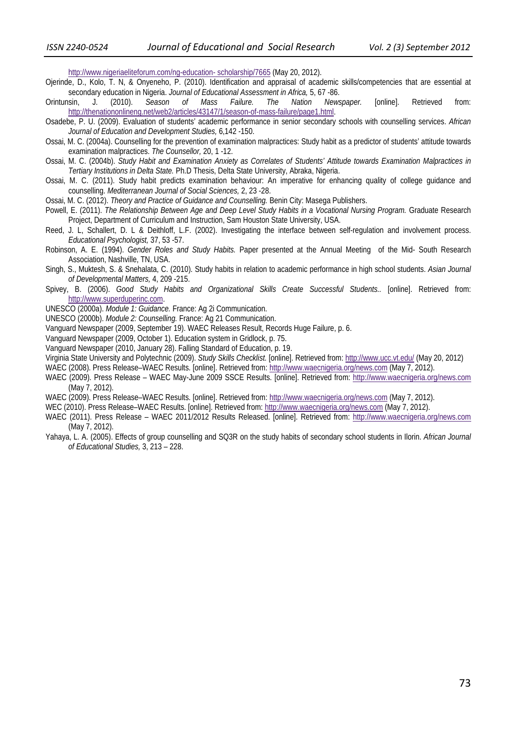http://www.nigeriaeliteforum.com/ng-education- scholarship/7665 (May 20, 2012).

Ojerinde, D., Kolo, T. N, & Onyeneho, P. (2010). Identification and appraisal of academic skills/competencies that are essential at secondary education in Nigeria. *Journal of Educational Assessment in Africa,* 5, 67 -86.

Orintunsin, J. (2010). *Season of Mass Failure. The Nation Newspaper.* [online]. Retrieved from: http://thenationonlineng.net/web2/articles/43147/1/season-of-mass-failure/page1.html.

Osadebe, P. U. (2009). Evaluation of students' academic performance in senior secondary schools with counselling services. *African Journal of Education and Development Studies,* 6,142 -150.

Ossai, M. C. (2004a). Counselling for the prevention of examination malpractices: Study habit as a predictor of students' attitude towards examination malpractices. *The Counsellor,* 20, 1 -12.

Ossai, M. C. (2004b). *Study Habit and Examination Anxiety as Correlates of Students' Attitude towards Examination Malpractices in Tertiary Institutions in Delta State.* Ph.D Thesis, Delta State University, Abraka, Nigeria.

Ossai, M. C. (2011). Study habit predicts examination behaviour: An imperative for enhancing quality of college guidance and counselling. *Mediterranean Journal of Social Sciences,* 2, 23 -28.

Ossai, M. C. (2012). *Theory and Practice of Guidance and Counselling.* Benin City: Masega Publishers.

Powell, E. (2011). *The Relationship Between Age and Deep Level Study Habits in a Vocational Nursing Program.* Graduate Research Project, Department of Curriculum and Instruction, Sam Houston State University, USA.

Reed, J. L, Schallert, D. L & Deithloff, L.F. (2002). Investigating the interface between self-regulation and involvement process. *Educational Psychologist,* 37, 53 -57.

Robinson, A. E. (1994). *Gender Roles and Study Habits.* Paper presented at the Annual Meeting of the Mid- South Research Association, Nashville, TN, USA.

Singh, S., Muktesh, S. & Snehalata, C. (2010). Study habits in relation to academic performance in high school students. *Asian Journal of Developmental Matters,* 4, 209 -215.

Spivey, B. (2006). *Good Study Habits and Organizational Skills Create Successful Students..* [online]. Retrieved from: http://www.superduperinc.com.

UNESCO (2000a). *Module 1: Guidance.* France: Ag 2i Communication.

UNESCO (2000b). *Module 2: Counselling.* France: Ag 21 Communication.

Vanguard Newspaper (2009, September 19). WAEC Releases Result, Records Huge Failure, p. 6.

Vanguard Newspaper (2009, October 1). Education system in Gridlock, p. 75.

Vanguard Newspaper (2010, January 28). Falling Standard of Education, p. 19.

Virginia State University and Polytechnic (2009). *Study Skills Checklist.* [online]. Retrieved from: http://www.ucc.vt.edu/ (May 20, 2012)

WAEC (2008). Press Release–WAEC Results. [online]. Retrieved from: http://www.waecnigeria.org/news.com (May 7, 2012).

WAEC (2009). Press Release – WAEC May-June 2009 SSCE Results. [online]. Retrieved from: http://www.waecnigeria.org/news.com (May 7, 2012).

WAEC (2009). Press Release–WAEC Results. [online]. Retrieved from: http://www.waecnigeria.org/news.com (May 7, 2012).

WEC (2010). Press Release–WAEC Results. [online]. Retrieved from: http://www.waecnigeria.org/news.com (May 7, 2012).

WAEC (2011). Press Release – WAEC 2011/2012 Results Released. [online]. Retrieved from: http://www.waecnigeria.org/news.com (May 7, 2012).

Yahaya, L. A. (2005). Effects of group counselling and SQ3R on the study habits of secondary school students in Ilorin. *African Journal of Educational Studies,* 3, 213 – 228.